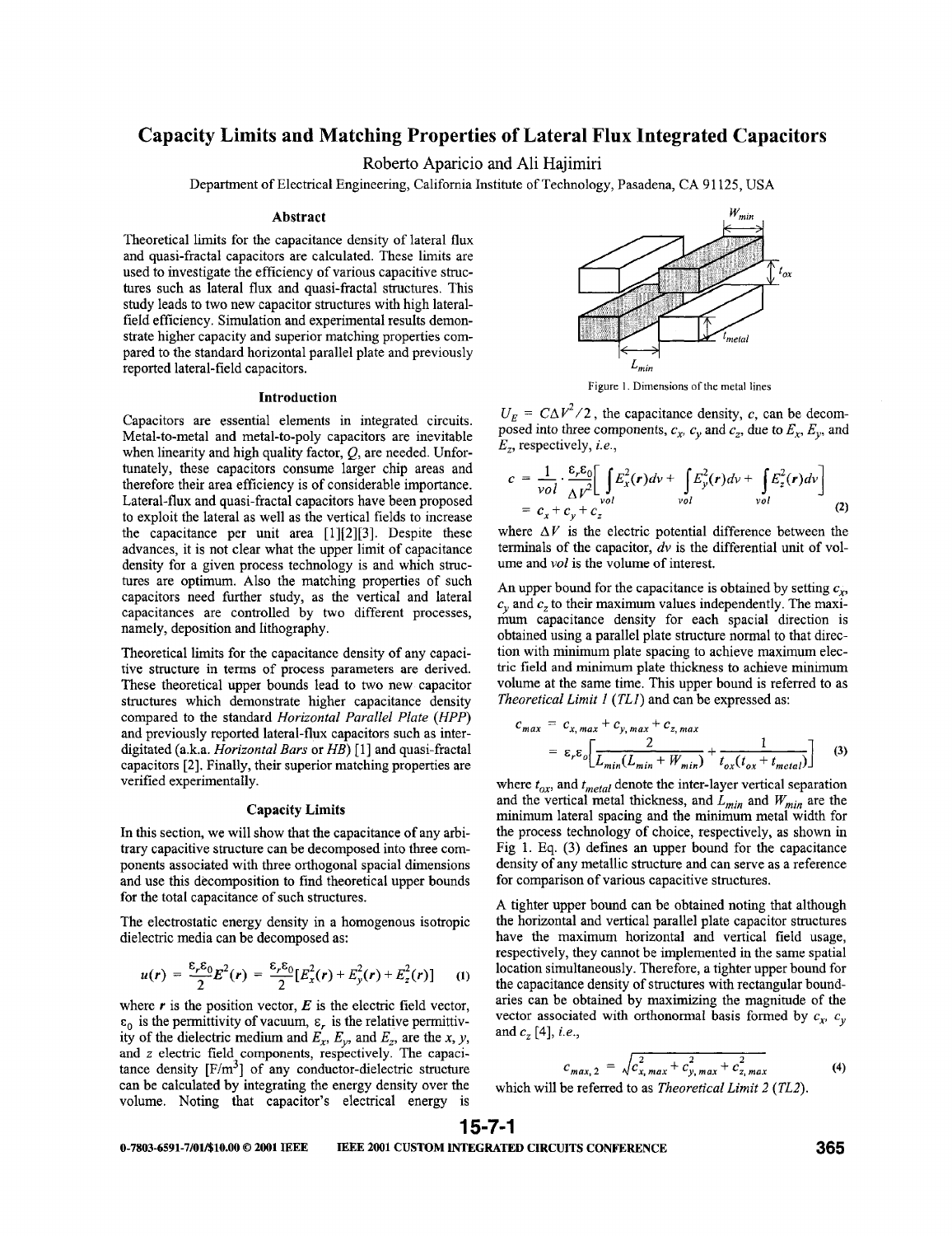# Capacity Limits and Matching Properties of Lateral Flux Integrated Capacitors

Roberto Aparicio and Ali Hajimiri

Department of Electrical Engineering, California Institute of Technology, Pasadena, CA 91125, USA

## Abstract

Theoretical limits for the capacitance density of lateral flux and quasi-fractal capacitors are calculated. These limits are used to investigate the efficiency of various capacitive structures such as lateral flux and quasi-fractal structures. This study leads to two new capacitor structures with high lateral-field efficiency. Simulation and experimental results demonstrate higher capacity and superior matching properties compared to the standard horizontal parallel plate and previously reported lateral-field capacitors.

## Introduction

Capacitors are essential elements in integrated circuits. Metal-to-metal and metal-to-poly capacitors are inevitable when linearity and high quality factor, $Q$, are needed. Unfortunately, these capacitors consume larger chip areas and therefore their area efficiency is of considerable importance. Lateral-flux and quasi-fractal capacitors have been proposed to exploit the lateral as well as the vertical fields to increase the capacitance per unit area [1][2][3]. Despite these advances, it is not clear what the upper limit of capacitance density for a given process technology is and which structures are optimum. Also the matching properties of such capacitors need further study, as the vertical and lateral capacitances are controlled by two different processes, namely, deposition and lithography.

Theoretical limits for the capacitance density of any capacitive structure in terms of process parameters are derived. These theoretical upper bounds lead to two new capacitor structures which demonstrate higher capacitance density compared to the standard *Horizontal Parallel Plate* (*HPP*) and previously reported lateral-flux capacitors such as interdigitated (a.k.a. *Horizontal Bars* or *HB*) [1] and quasi-fractal capacitors [2]. Finally, their superior matching properties are verified experimentally.

## Capacity Limits

In this section, we will show that the capacitance of any arbitrary capacitive structure can be decomposed into three components associated with three orthogonal spacial dimensions and use this decomposition to find theoretical upper bounds for the total capacitance of such structures.

The electrostatic energy density in a homogenous isotropic dielectric media can be decomposed as:

$$u(\boldsymbol{r}) = \frac{\varepsilon_r \varepsilon_0}{2} E^2(\boldsymbol{r}) = \frac{\varepsilon_r \varepsilon_0}{2}[E_x^2(\boldsymbol{r}) + E_y^2(\boldsymbol{r}) + E_z^2(\boldsymbol{r})] \qquad (1)$$

where $\boldsymbol{r}$ is the position vector, $\boldsymbol{E}$ is the electric field vector, $\varepsilon_0$ is the permittivity of vacuum, $\varepsilon_r$ is the relative permittivity of the dielectric medium and $E_x$, $E_y$, and $E_z$, are the $x$, $y$, and $z$ electric field components, respectively. The capacitance density [F/m$^3$] of any conductor-dielectric structure can be calculated by integrating the energy density over the volume. Noting that capacitor's electrical energy is

Figure 1. Dimensions of the metal lines

$U_E = C\Delta V^2/2$, the capacitance density, $c$, can be decomposed into three components, $c_x$, $c_y$ and $c_z$, due to $E_x$, $E_y$, and $E_z$, respectively, *i.e.*,

$$\begin{aligned} c &= \frac{1}{vol} \cdot \frac{\varepsilon_r \varepsilon_0}{\Delta V^2}\left[\int_{vol} E_x^2(\boldsymbol{r})dv + \int_{vol} E_y^2(\boldsymbol{r})dv + \int_{vol} E_z^2(\boldsymbol{r})dv\right] \\ &= c_x + c_y + c_z \end{aligned} \qquad (2)$$

where $\Delta V$ is the electric potential difference between the terminals of the capacitor, $dv$ is the differential unit of volume and $vol$ is the volume of interest.

An upper bound for the capacitance is obtained by setting $c_x$, $c_y$ and $c_z$ to their maximum values independently. The maximum capacitance density for each spacial direction is obtained using a parallel plate structure normal to that direction with minimum plate spacing to achieve maximum electric field and minimum plate thickness to achieve minimum volume at the same time. This upper bound is referred to as *Theoretical Limit 1* (*TL1*) and can be expressed as:

$$\begin{aligned} c_{max} &= c_{x,max} + c_{y,max} + c_{z,max} \\ &= \varepsilon_r \varepsilon_0 \left[\frac{2}{L_{min}(L_{min} + W_{min})} + \frac{1}{t_{ox}(t_{ox} + t_{metal})}\right] \end{aligned} \qquad (3)$$

where $t_{ox}$, and $t_{metal}$ denote the inter-layer vertical separation and the vertical metal thickness, and $L_{min}$ and $W_{min}$ are the minimum lateral spacing and the minimum metal width for the process technology of choice, respectively, as shown in Fig 1. Eq. (3) defines an upper bound for the capacitance density of any metallic structure and can serve as a reference for comparison of various capacitive structures.

A tighter upper bound can be obtained noting that although the horizontal and vertical parallel plate capacitor structures have the maximum horizontal and vertical field usage, respectively, they cannot be implemented in the same spatial location simultaneously. Therefore, a tighter upper bound for the capacitance density of structures with rectangular boundaries can be obtained by maximizing the magnitude of the vector associated with orthonormal basis formed by $c_x$, $c_y$ and $c_z$ [4], *i.e.*,

$$c_{max,2} = \sqrt{c_{x,max}^2 + c_{y,max}^2 + c_{z,max}^2} \qquad (4)$$

which will be referred to as *Theoretical Limit 2* (*TL2*).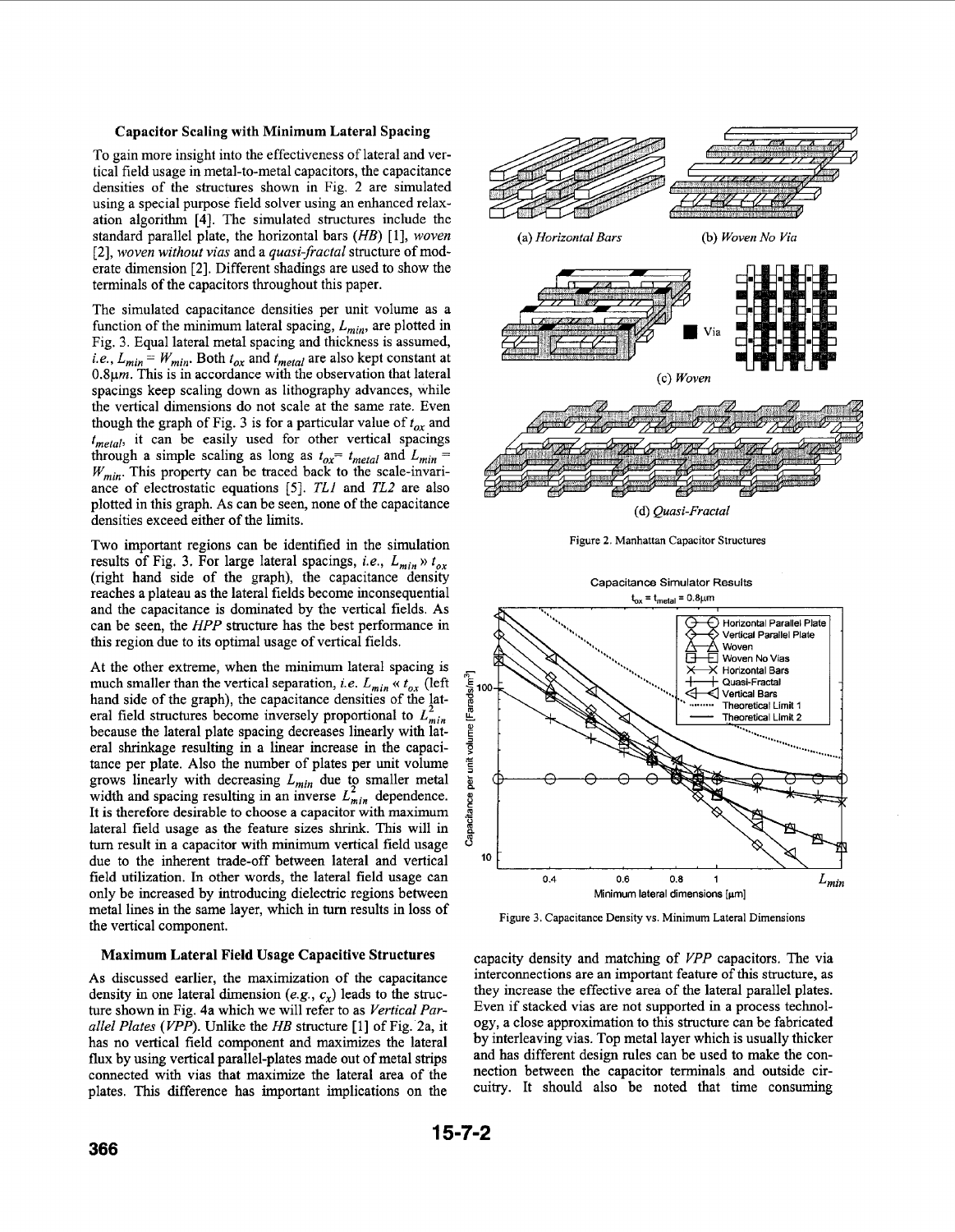### Capacitor Scaling with Minimum Lateral Spacing

To gain more insight into the effectiveness of lateral and vertical field usage in metal-to-metal capacitors, the capacitance densities of the structures shown in Fig. 2 are simulated using a special purpose field solver using an enhanced relaxation algorithm [4]. The simulated structures include the standard parallel plate, the horizontal bars (*HB*) [1], *woven* [2], *woven without vias* and a *quasi-fractal* structure of moderate dimension [2]. Different shadings are used to show the terminals of the capacitors throughout this paper.

The simulated capacitance densities per unit volume as a function of the minimum lateral spacing, $L_{min}$, are plotted in Fig. 3. Equal lateral metal spacing and thickness is assumed, *i.e.*, $L_{min} = W_{min}$. Both $t_{ox}$ and $t_{metal}$ are also kept constant at 0.8µm. This is in accordance with the observation that lateral spacings keep scaling down as lithography advances, while the vertical dimensions do not scale at the same rate. Even though the graph of Fig. 3 is for a particular value of $t_{ox}$ and $t_{metal}$, it can be easily used for other vertical spacings through a simple scaling as long as $t_{ox} = t_{metal}$ and $L_{min} = W_{min}$. This property can be traced back to the scale-invariance of electrostatic equations [5]. *TL1* and *TL2* are also plotted in this graph. As can be seen, none of the capacitance densities exceed either of the limits.

Two important regions can be identified in the simulation results of Fig. 3. For large lateral spacings, *i.e.*, $L_{min} \gg t_{ox}$ (right hand side of the graph), the capacitance density reaches a plateau as the lateral fields become inconsequential and the capacitance is dominated by the vertical fields. As can be seen, the *HPP* structure has the best performance in this region due to its optimal usage of vertical fields.

At the other extreme, when the minimum lateral spacing is much smaller than the vertical separation, *i.e.* $L_{min} \ll t_{ox}$ (left hand side of the graph), the capacitance densities of the lateral field structures become inversely proportional to $L_{min}^2$ because the lateral plate spacing decreases linearly with lateral shrinkage resulting in a linear increase in the capacitance per plate. Also the number of plates per unit volume grows linearly with decreasing $L_{min}$ due to smaller metal width and spacing resulting in an inverse $L_{min}^2$ dependence. It is therefore desirable to choose a capacitor with maximum lateral field usage as the feature sizes shrink. This will in turn result in a capacitor with minimum vertical field usage due to the inherent trade-off between lateral and vertical field utilization. In other words, the lateral field usage can only be increased by introducing dielectric regions between metal lines in the same layer, which in turn results in loss of the vertical component.

(a) *Horizontal Bars* (b) *Woven No Via*

(c) *Woven*

(d) *Quasi-Fractal*

Figure 2. Manhattan Capacitor Structures

Figure 3. Capacitance Density vs. Minimum Lateral Dimensions

### Maximum Lateral Field Usage Capacitive Structures

As discussed earlier, the maximization of the capacitance density in one lateral dimension (*e.g.*, $c_x$) leads to the structure shown in Fig. 4a which we will refer to as *Vertical Parallel Plates* (*VPP*). Unlike the *HB* structure [1] of Fig. 2a, it has no vertical field component and maximizes the lateral flux by using vertical parallel-plates made out of metal strips connected with vias that maximize the lateral area of the plates. This difference has important implications on the capacity density and matching of *VPP* capacitors. The via interconnections are an important feature of this structure, as they increase the effective area of the lateral parallel plates. Even if stacked vias are not supported in a process technology, a close approximation to this structure can be fabricated by interleaving vias. Top metal layer which is usually thicker and has different design rules can be used to make the connection between the capacitor terminals and outside circuitry. It should also be noted that time consuming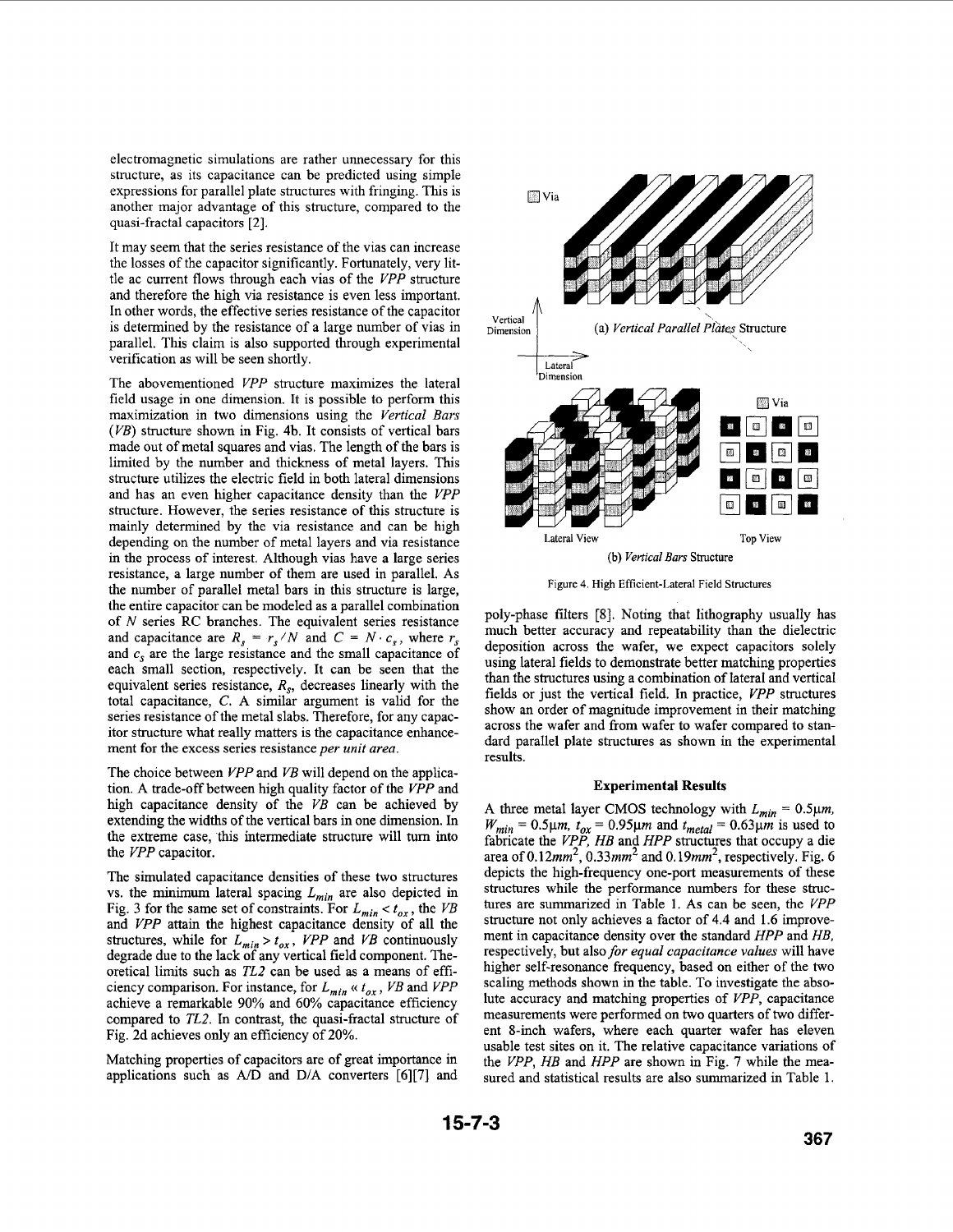electromagnetic simulations are rather unnecessary for this structure, as its capacitance can be predicted using simple expressions for parallel plate structures with fringing. This is another major advantage of this structure, compared to the quasi-fractal capacitors [2].

It may seem that the series resistance of the vias can increase the losses of the capacitor significantly. Fortunately, very little ac current flows through each vias of the *VPP* structure and therefore the high via resistance is even less important. In other words, the effective series resistance of the capacitor is determined by the resistance of a large number of vias in parallel. This claim is also supported through experimental verification as will be seen shortly.

The abovementioned *VPP* structure maximizes the lateral field usage in one dimension. It is possible to perform this maximization in two dimensions using the *Vertical Bars* (*VB*) structure shown in Fig. 4b. It consists of vertical bars made out of metal squares and vias. The length of the bars is limited by the number and thickness of metal layers. This structure utilizes the electric field in both lateral dimensions and has an even higher capacitance density than the *VPP* structure. However, the series resistance of this structure is mainly determined by the via resistance and can be high depending on the number of metal layers and via resistance in the process of interest. Although vias have a large series resistance, a large number of them are used in parallel. As the number of parallel metal bars in this structure is large, the entire capacitor can be modeled as a parallel combination of $N$ series RC branches. The equivalent series resistance and capacitance are $R_s = r_s/N$ and $C = N \cdot c_s$, where $r_s$ and $c_s$ are the large resistance and the small capacitance of each small section, respectively. It can be seen that the equivalent series resistance, $R_s$, decreases linearly with the total capacitance, $C$. A similar argument is valid for the series resistance of the metal slabs. Therefore, for any capacitor structure what really matters is the capacitance enhancement for the excess series resistance *per unit area*.

The choice between *VPP* and *VB* will depend on the application. A trade-off between high quality factor of the *VPP* and high capacitance density of the *VB* can be achieved by extending the widths of the vertical bars in one dimension. In the extreme case, this intermediate structure will turn into the *VPP* capacitor.

The simulated capacitance densities of these two structures vs. the minimum lateral spacing $L_{min}$ are also depicted in Fig. 3 for the same set of constraints. For $L_{min} < t_{ox}$, the *VB* and *VPP* attain the highest capacitance density of all the structures, while for $L_{min} > t_{ox}$, *VPP* and *VB* continuously degrade due to the lack of any vertical field component. Theoretical limits such as *TL2* can be used as a means of efficiency comparison. For instance, for $L_{min} \ll t_{ox}$, *VB* and *VPP* achieve a remarkable 90% and 60% capacitance efficiency compared to *TL2*. In contrast, the quasi-fractal structure of Fig. 2d achieves only an efficiency of 20%.

Matching properties of capacitors are of great importance in applications such as A/D and D/A converters [6][7] and

(a) *Vertical Parallel Plates* Structure

(b) *Vertical Bars* Structure

Figure 4. High Efficient-Lateral Field Structures

poly-phase filters [8]. Noting that lithography usually has much better accuracy and repeatability than the dielectric deposition across the wafer, we expect capacitors solely using lateral fields to demonstrate better matching properties than the structures using a combination of lateral and vertical fields or just the vertical field. In practice, *VPP* structures show an order of magnitude improvement in their matching across the wafer and from wafer to wafer compared to standard parallel plate structures as shown in the experimental results.

## Experimental Results

A three metal layer CMOS technology with $L_{min} = 0.5\mu m$, $W_{min} = 0.5\mu m$, $t_{ox} = 0.95\mu m$ and $t_{metal} = 0.63\mu m$ is used to fabricate the *VPP*, *HB* and *HPP* structures that occupy a die area of $0.12mm^2$, $0.33mm^2$ and $0.19mm^2$, respectively. Fig. 6 depicts the high-frequency one-port measurements of these structures while the performance numbers for these structures are summarized in Table 1. As can be seen, the *VPP* structure not only achieves a factor of 4.4 and 1.6 improvement in capacitance density over the standard *HPP* and *HB*, respectively, but also *for equal capacitance values* will have higher self-resonance frequency, based on either of the two scaling methods shown in the table. To investigate the absolute accuracy and matching properties of *VPP*, capacitance measurements were performed on two quarters of two different 8-inch wafers, where each quarter wafer has eleven usable test sites on it. The relative capacitance variations of the *VPP*, *HB* and *HPP* are shown in Fig. 7 while the measured and statistical results are also summarized in Table 1.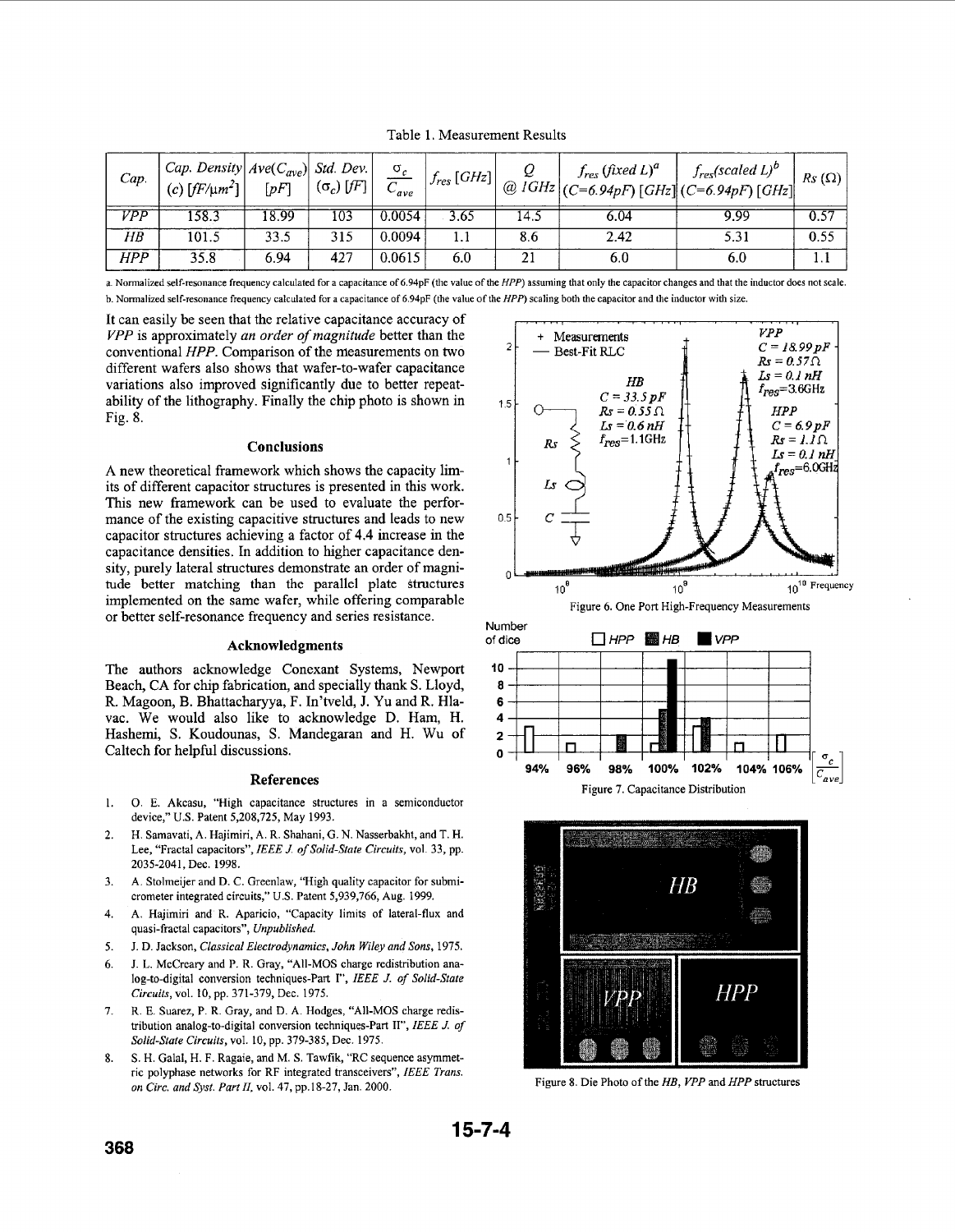Table 1. Measurement Results

| Cap. | Cap. Density (c) [fF/μm²] | Ave($C_{ave}$) [pF] | Std. Dev. ($\sigma_c$) [fF] | $\frac{\sigma_c}{C_{ave}}$ | $f_{res}$ [GHz] | Q @ 1GHz | $f_{res}$ (fixed L)[a] (C=6.94pF) [GHz] | $f_{res}$(scaled L)[b] (C=6.94pF) [GHz] | Rs (Ω) |
|---|---|---|---|---|---|---|---|---|---|
| VPP | 158.3 | 18.99 | 103 | 0.0054 | 3.65 | 14.5 | 6.04 | 9.99 | 0.57 |
| HB | 101.5 | 33.5 | 315 | 0.0094 | 1.1 | 8.6 | 2.42 | 5.31 | 0.55 |
| HPP | 35.8 | 6.94 | 427 | 0.0615 | 6.0 | 21 | 6.0 | 6.0 | 1.1 |

a. Normalized self-resonance frequency calculated for a capacitance of 6.94pF (the value of the *HPP*) assuming that only the capacitor changes and that the inductor does not scale.
b. Normalized self-resonance frequency calculated for a capacitance of 6.94pF (the value of the *HPP*) scaling both the capacitor and the inductor with size.

It can easily be seen that the relative capacitance accuracy of *VPP* is approximately *an order of magnitude* better than the conventional *HPP*. Comparison of the measurements on two different wafers also shows that wafer-to-wafer capacitance variations also improved significantly due to better repeatability of the lithography. Finally the chip photo is shown in Fig. 8.

## Conclusions

A new theoretical framework which shows the capacity limits of different capacitor structures is presented in this work. This new framework can be used to evaluate the performance of the existing capacitive structures and leads to new capacitor structures achieving a factor of 4.4 increase in the capacitance densities. In addition to higher capacitance density, purely lateral structures demonstrate an order of magnitude better matching than the parallel plate structures implemented on the same wafer, while offering comparable or better self-resonance frequency and series resistance.

## Acknowledgments

The authors acknowledge Conexant Systems, Newport Beach, CA for chip fabrication, and specially thank S. Lloyd, R. Magoon, B. Bhattacharyya, F. In'tveld, J. Yu and R. Hlavac. We would also like to acknowledge D. Ham, H. Hashemi, S. Koudounas, S. Mandegaran and H. Wu of Caltech for helpful discussions.

## References

1. O. E. Akcasu, "High capacitance structures in a semiconductor device," U.S. Patent 5,208,725, May 1993.
2. H. Samavati, A. Hajimiri, A. R. Shahani, G. N. Nasserbakht, and T. H. Lee, "Fractal capacitors", *IEEE J. of Solid-State Circuits*, vol. 33, pp. 2035-2041, Dec. 1998.
3. A. Stolmeijer and D. C. Greenlaw, "High quality capacitor for submicrometer integrated circuits," U.S. Patent 5,939,766, Aug. 1999.
4. A. Hajimiri and R. Aparicio, "Capacity limits of lateral-flux and quasi-fractal capacitors", *Unpublished.*
5. J. D. Jackson, *Classical Electrodynamics, John Wiley and Sons*, 1975.
6. J. L. McCreary and P. R. Gray, "All-MOS charge redistribution analog-to-digital conversion techniques-Part I", *IEEE J. of Solid-State Circuits*, vol. 10, pp. 371-379, Dec. 1975.
7. R. E. Suarez, P. R. Gray, and D. A. Hodges, "All-MOS charge redistribution analog-to-digital conversion techniques-Part II", *IEEE J. of Solid-State Circuits*, vol. 10, pp. 379-385, Dec. 1975.
8. S. H. Galal, H. F. Ragaie, and M. S. Tawfik, "RC sequence asymmetric polyphase networks for RF integrated transceivers", *IEEE Trans. on Circ. and Syst. Part II*, vol. 47, pp.18-27, Jan. 2000.

+ Measurements
— Best-Fit RLC
HB: $C = 33.5\,pF$, $Rs = 0.55\,\Omega$, $Ls = 0.6\,nH$, $f_{res}$=1.1GHz
VPP: $C = 18.99\,pF$, $Rs = 0.57\,\Omega$, $Ls = 0.1\,nH$, $f_{res}$=3.6GHz
HPP: $C = 6.9\,pF$, $Rs = 1.1\,\Omega$, $Ls = 0.1\,nH$, $f_{res}$=6.0GHz
Rs, Ls, C
2, 1.5, 1, 0.5, 0
$10^8$, $10^9$, $10^{10}$ Frequency

Figure 6. One Port High-Frequency Measurements

Number of dice
HPP, HB, VPP
10, 8, 6, 4, 2, 0
94%, 96%, 98%, 100%, 102%, 104%, 106% $\left[\frac{\sigma_c}{C_{ave}}\right]$

Figure 7. Capacitance Distribution

HB, VPP, HPP

Figure 8. Die Photo of the *HB*, *VPP* and *HPP* structures